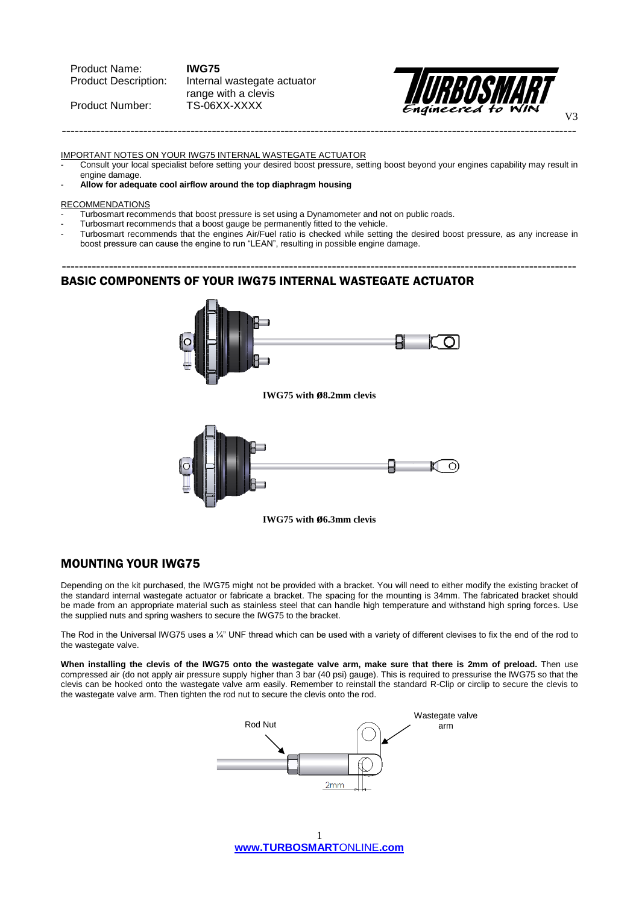Product Name: **IWG75**
Product Description: Internal wastegate actuator range with a clevis
Product Number: TS-06XX-XXXX

V3

---

IMPORTANT NOTES ON YOUR IWG75 INTERNAL WASTEGATE ACTUATOR

- Consult your local specialist before setting your desired boost pressure, setting boost beyond your engines capability may result in engine damage.
- **Allow for adequate cool airflow around the top diaphragm housing**

RECOMMENDATIONS

- Turbosmart recommends that boost pressure is set using a Dynamometer and not on public roads.
- Turbosmart recommends that a boost gauge be permanently fitted to the vehicle.
- Turbosmart recommends that the engines Air/Fuel ratio is checked while setting the desired boost pressure, as any increase in boost pressure can cause the engine to run "LEAN", resulting in possible engine damage.

---

## BASIC COMPONENTS OF YOUR IWG75 INTERNAL WASTEGATE ACTUATOR

**IWG75 with Ø8.2mm clevis**

**IWG75 with Ø6.3mm clevis**

## MOUNTING YOUR IWG75

Depending on the kit purchased, the IWG75 might not be provided with a bracket. You will need to either modify the existing bracket of the standard internal wastegate actuator or fabricate a bracket. The spacing for the mounting is 34mm. The fabricated bracket should be made from an appropriate material such as stainless steel that can handle high temperature and withstand high spring forces. Use the supplied nuts and spring washers to secure the IWG75 to the bracket.

The Rod in the Universal IWG75 uses a ¼" UNF thread which can be used with a variety of different clevises to fix the end of the rod to the wastegate valve.

**When installing the clevis of the IWG75 onto the wastegate valve arm, make sure that there is 2mm of preload.** Then use compressed air (do not apply air pressure supply higher than 3 bar (40 psi) gauge). This is required to pressurise the IWG75 so that the clevis can be hooked onto the wastegate valve arm easily. Remember to reinstall the standard R-Clip or circlip to secure the clevis to the wastegate valve arm. Then tighten the rod nut to secure the clevis onto the rod.

Rod Nut

Wastegate valve arm

2mm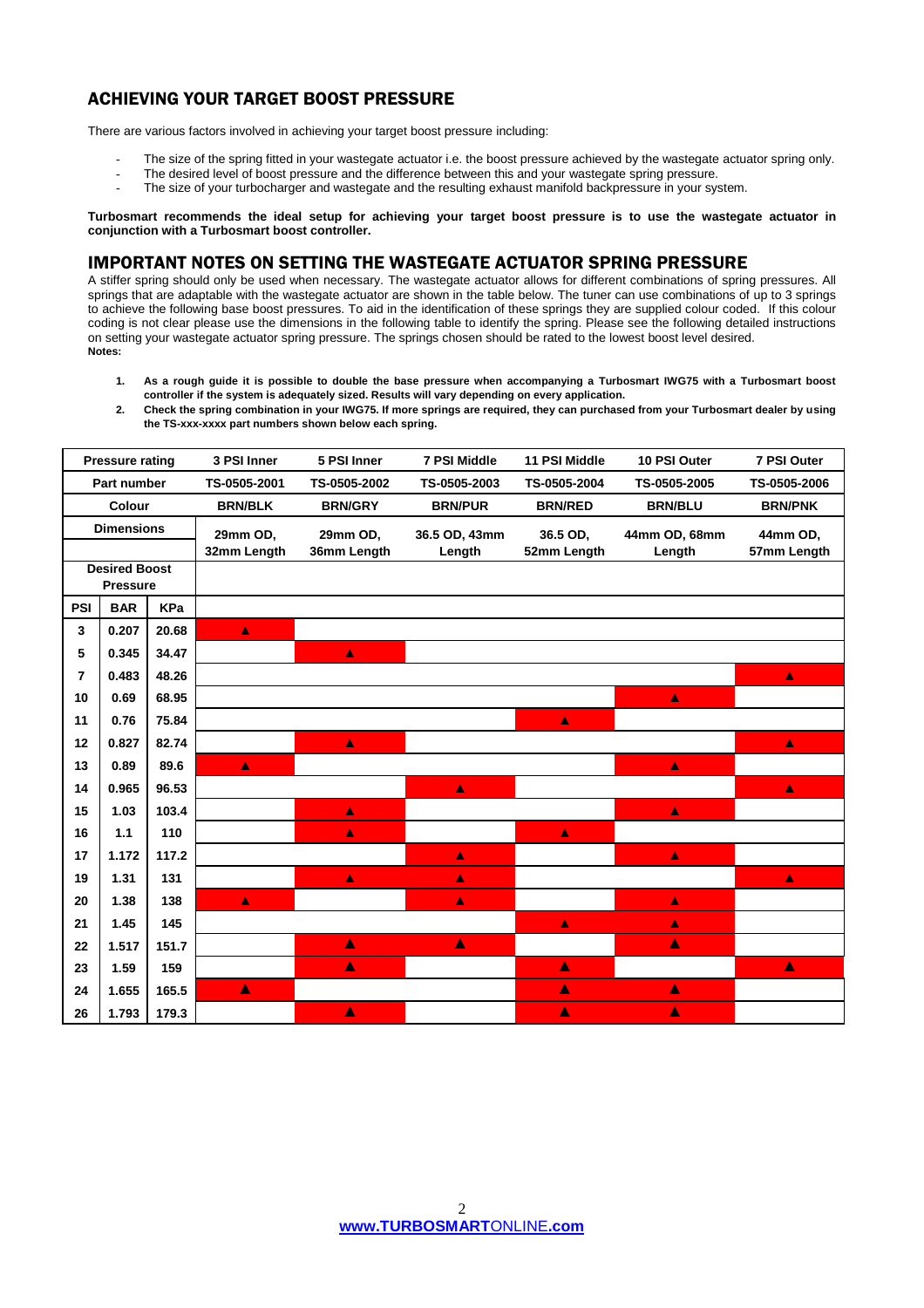## ACHIEVING YOUR TARGET BOOST PRESSURE

There are various factors involved in achieving your target boost pressure including:

- The size of the spring fitted in your wastegate actuator i.e. the boost pressure achieved by the wastegate actuator spring only.
- The desired level of boost pressure and the difference between this and your wastegate spring pressure.
- The size of your turbocharger and wastegate and the resulting exhaust manifold backpressure in your system.

**Turbosmart recommends the ideal setup for achieving your target boost pressure is to use the wastegate actuator in conjunction with a Turbosmart boost controller.**

## IMPORTANT NOTES ON SETTING THE WASTEGATE ACTUATOR SPRING PRESSURE

A stiffer spring should only be used when necessary. The wastegate actuator allows for different combinations of spring pressures. All springs that are adaptable with the wastegate actuator are shown in the table below. The tuner can use combinations of up to 3 springs to achieve the following base boost pressures. To aid in the identification of these springs they are supplied colour coded. If this colour coding is not clear please use the dimensions in the following table to identify the spring. Please see the following detailed instructions on setting your wastegate actuator spring pressure. The springs chosen should be rated to the lowest boost level desired.
**Notes:**

1. **As a rough guide it is possible to double the base pressure when accompanying a Turbosmart IWG75 with a Turbosmart boost controller if the system is adequately sized. Results will vary depending on every application.**
2. **Check the spring combination in your IWG75. If more springs are required, they can purchased from your Turbosmart dealer by using the TS-xxx-xxxx part numbers shown below each spring.**

| Pressure rating | | | 3 PSI Inner | 5 PSI Inner | 7 PSI Middle | 11 PSI Middle | 10 PSI Outer | 7 PSI Outer |
|---|---|---|---|---|---|---|---|---|
| Part number | | | TS-0505-2001 | TS-0505-2002 | TS-0505-2003 | TS-0505-2004 | TS-0505-2005 | TS-0505-2006 |
| Colour | | | BRN/BLK | BRN/GRY | BRN/PUR | BRN/RED | BRN/BLU | BRN/PNK |
| Dimensions | | | 29mm OD, 32mm Length | 29mm OD, 36mm Length | 36.5 OD, 43mm Length | 36.5 OD, 52mm Length | 44mm OD, 68mm Length | 44mm OD, 57mm Length |
| Desired Boost Pressure | | | | | | | | |
| PSI | BAR | KPa | | | | | | |
| 3 | 0.207 | 20.68 | ▲ | | | | | |
| 5 | 0.345 | 34.47 | | ▲ | | | | |
| 7 | 0.483 | 48.26 | | | | | | ▲ |
| 10 | 0.69 | 68.95 | | | | | ▲ | |
| 11 | 0.76 | 75.84 | | | | ▲ | | |
| 12 | 0.827 | 82.74 | | ▲ | | | | ▲ |
| 13 | 0.89 | 89.6 | ▲ | | | | ▲ | |
| 14 | 0.965 | 96.53 | | | ▲ | | | ▲ |
| 15 | 1.03 | 103.4 | | ▲ | | | ▲ | |
| 16 | 1.1 | 110 | | ▲ | | ▲ | | |
| 17 | 1.172 | 117.2 | | | ▲ | | ▲ | |
| 19 | 1.31 | 131 | | ▲ | ▲ | | | ▲ |
| 20 | 1.38 | 138 | ▲ | | ▲ | | ▲ | |
| 21 | 1.45 | 145 | | | | ▲ | ▲ | |
| 22 | 1.517 | 151.7 | | ▲ | ▲ | | ▲ | |
| 23 | 1.59 | 159 | | ▲ | | ▲ | | ▲ |
| 24 | 1.655 | 165.5 | ▲ | | | ▲ | ▲ | |
| 26 | 1.793 | 179.3 | | ▲ | | ▲ | ▲ | |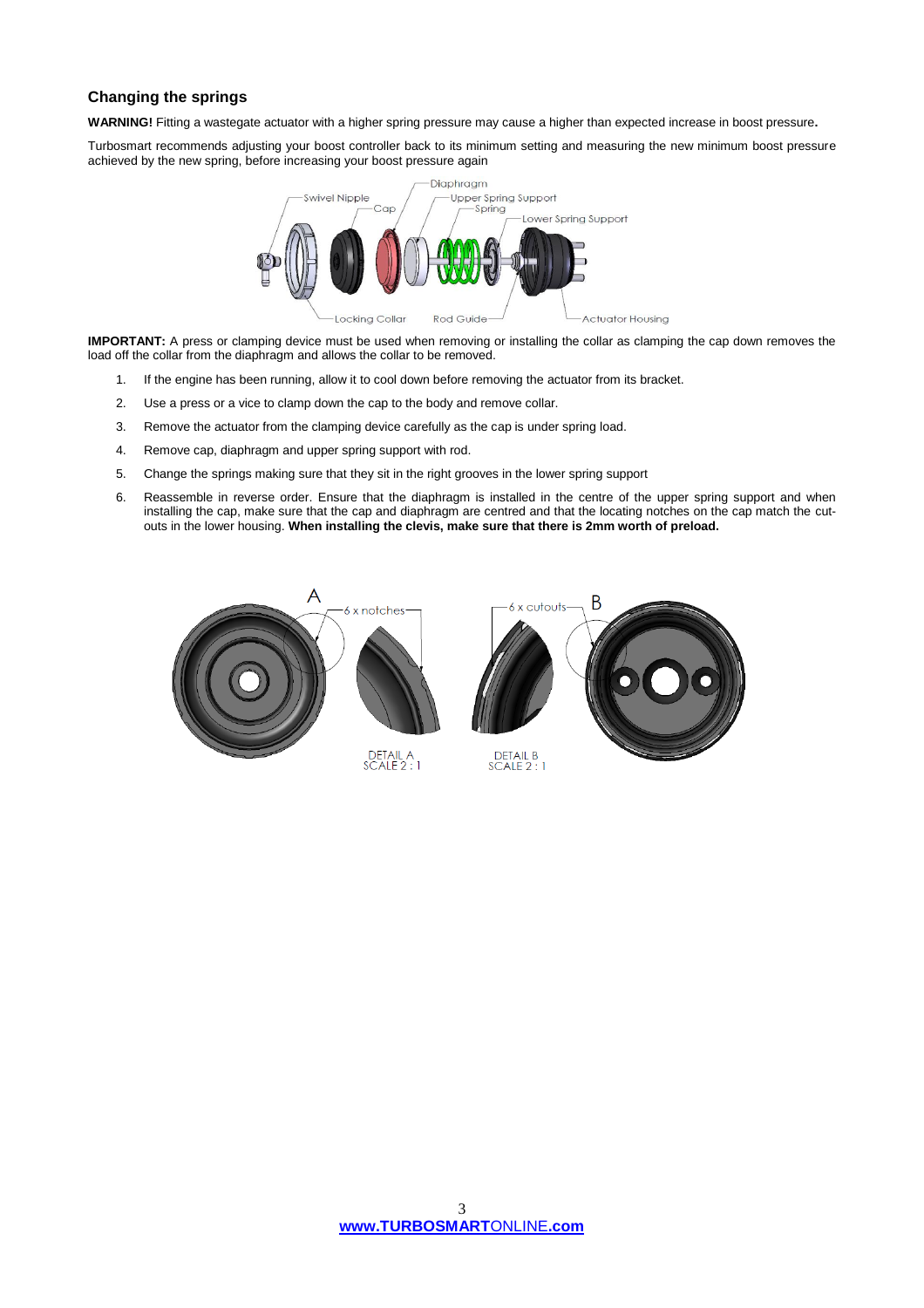## Changing the springs

**WARNING!** Fitting a wastegate actuator with a higher spring pressure may cause a higher than expected increase in boost pressure**.**

Turbosmart recommends adjusting your boost controller back to its minimum setting and measuring the new minimum boost pressure achieved by the new spring, before increasing your boost pressure again

**IMPORTANT:** A press or clamping device must be used when removing or installing the collar as clamping the cap down removes the load off the collar from the diaphragm and allows the collar to be removed.

1. If the engine has been running, allow it to cool down before removing the actuator from its bracket.
2. Use a press or a vice to clamp down the cap to the body and remove collar.
3. Remove the actuator from the clamping device carefully as the cap is under spring load.
4. Remove cap, diaphragm and upper spring support with rod.
5. Change the springs making sure that they sit in the right grooves in the lower spring support
6. Reassemble in reverse order. Ensure that the diaphragm is installed in the centre of the upper spring support and when installing the cap, make sure that the cap and diaphragm are centred and that the locating notches on the cap match the cut-outs in the lower housing. **When installing the clevis, make sure that there is 2mm worth of preload.**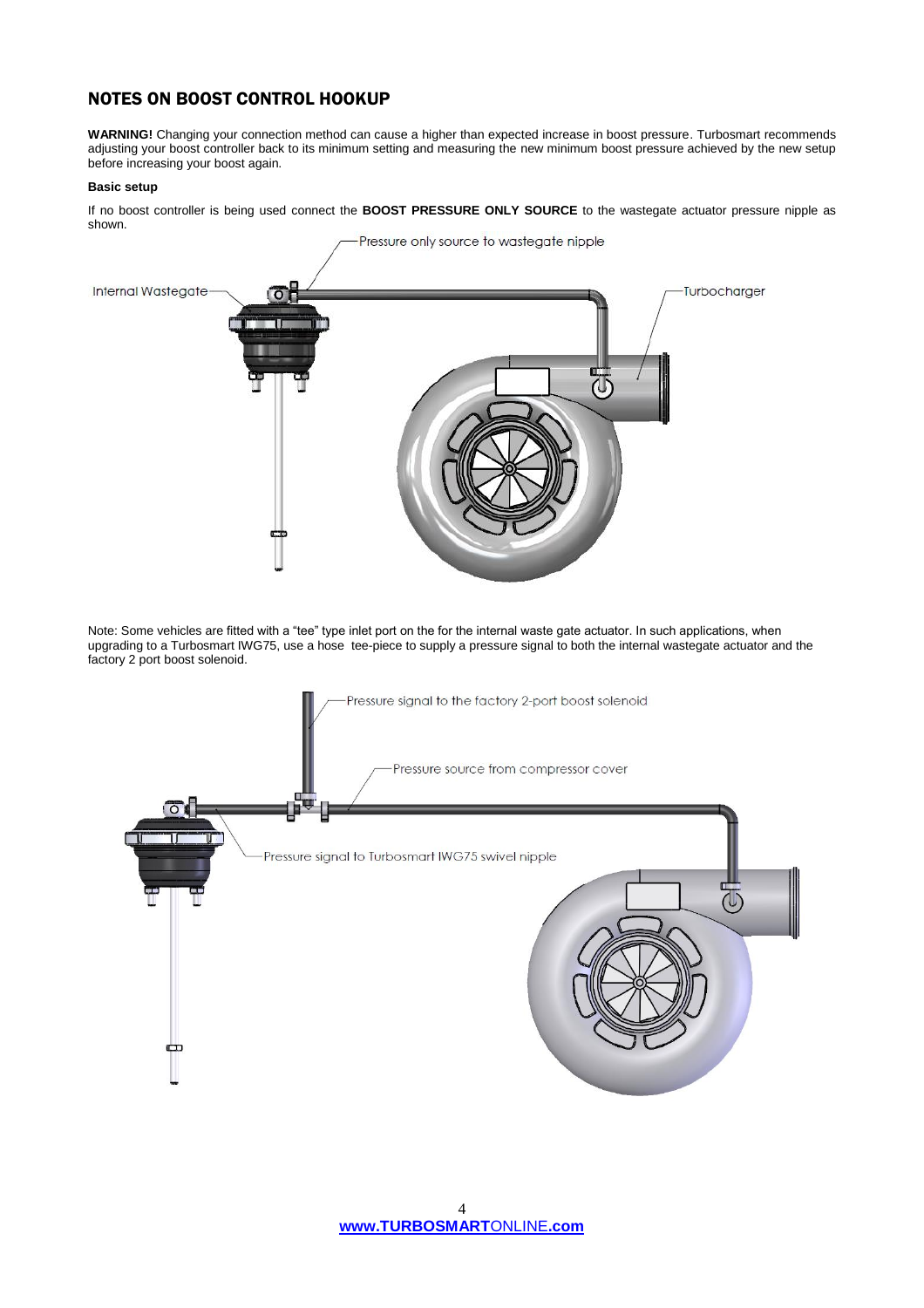## NOTES ON BOOST CONTROL HOOKUP

**WARNING!** Changing your connection method can cause a higher than expected increase in boost pressure. Turbosmart recommends adjusting your boost controller back to its minimum setting and measuring the new minimum boost pressure achieved by the new setup before increasing your boost again.

**Basic setup**

If no boost controller is being used connect the **BOOST PRESSURE ONLY SOURCE** to the wastegate actuator pressure nipple as shown.

Pressure only source to wastegate nipple

Internal Wastegate

Turbocharger

Note: Some vehicles are fitted with a "tee" type inlet port on the for the internal waste gate actuator. In such applications, when upgrading to a Turbosmart IWG75, use a hose tee-piece to supply a pressure signal to both the internal wastegate actuator and the factory 2 port boost solenoid.

Pressure signal to the factory 2-port boost solenoid

Pressure source from compressor cover

Pressure signal to Turbosmart IWG75 swivel nipple

**www.TURBOSMART**ONLINE**.com**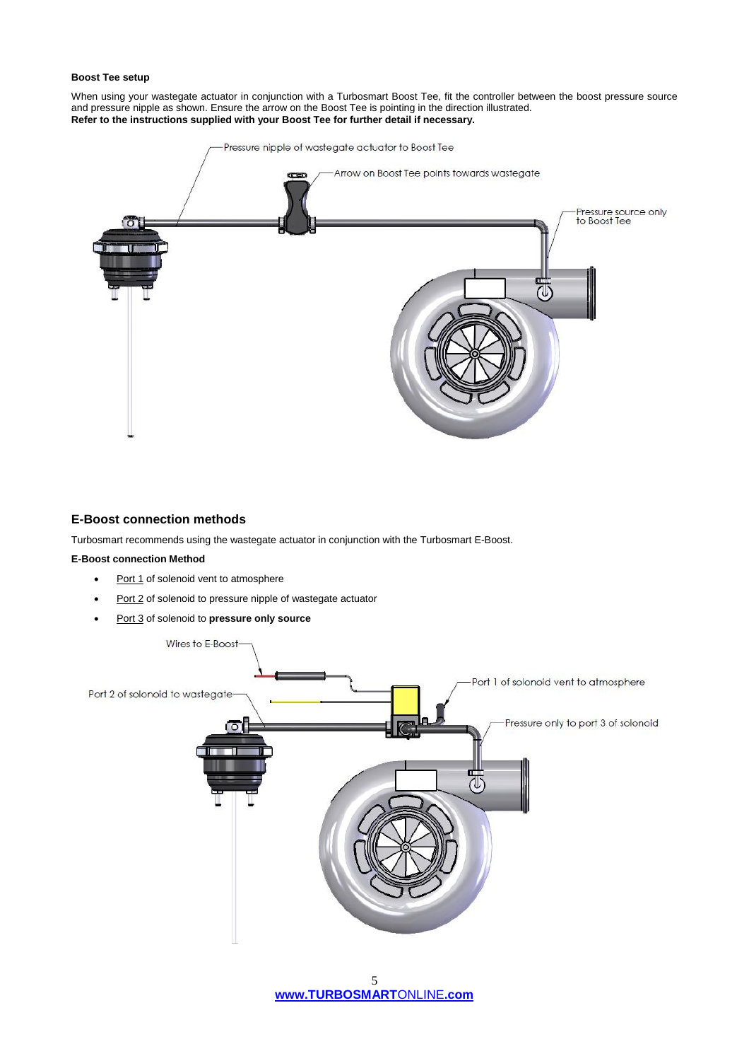**Boost Tee setup**

When using your wastegate actuator in conjunction with a Turbosmart Boost Tee, fit the controller between the boost pressure source and pressure nipple as shown. Ensure the arrow on the Boost Tee is pointing in the direction illustrated.
**Refer to the instructions supplied with your Boost Tee for further detail if necessary.**

Pressure nipple of wastegate actuator to Boost Tee

Arrow on Boost Tee points towards wastegate

Pressure source only to Boost Tee

## E-Boost connection methods

Turbosmart recommends using the wastegate actuator in conjunction with the Turbosmart E-Boost.

**E-Boost connection Method**

- Port 1 of solenoid vent to atmosphere
- Port 2 of solenoid to pressure nipple of wastegate actuator
- Port 3 of solenoid to **pressure only source**

Wires to E-Boost

Port 2 of solonoid to wastegate

Port 1 of solonoid vent to atmosphere

Pressure only to port 3 of solonoid

www.TURBOSMARTONLINE.com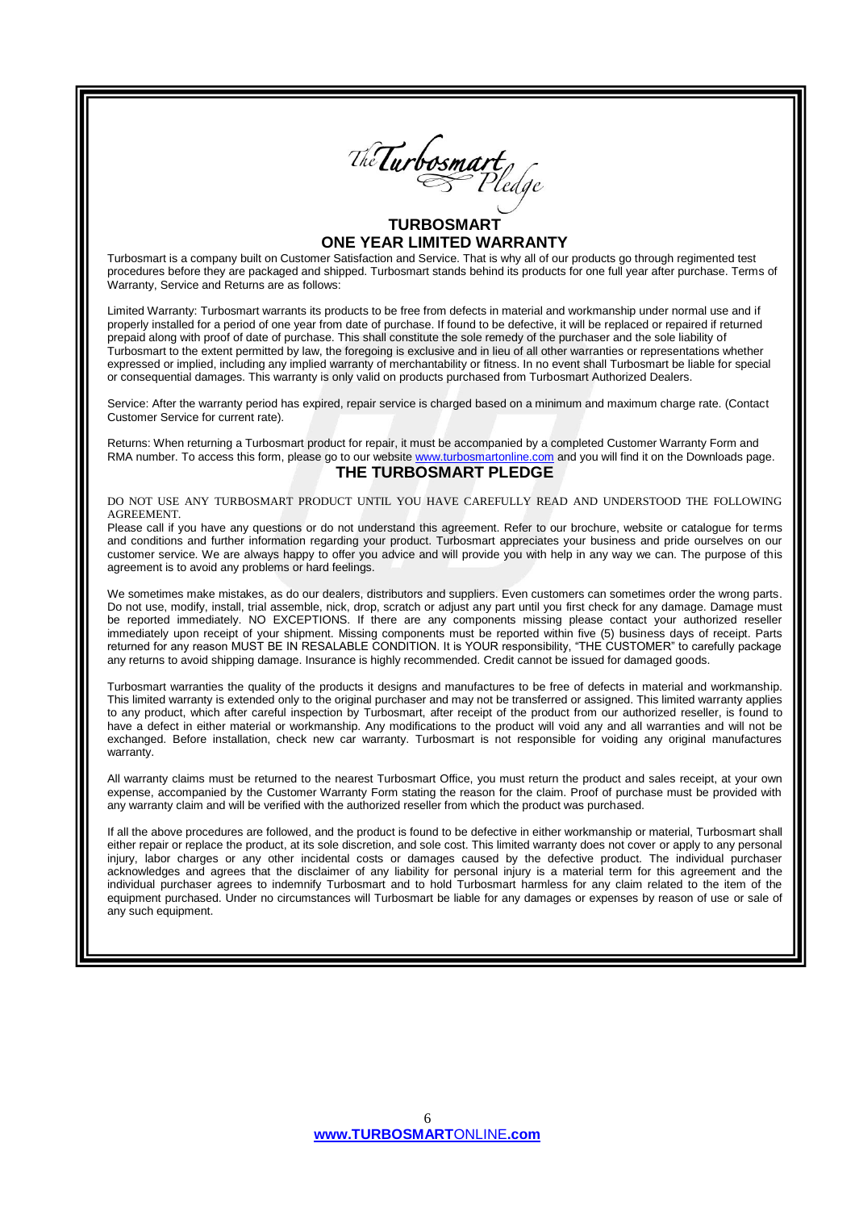The Turbosmart Pledge

# TURBOSMART
# ONE YEAR LIMITED WARRANTY

Turbosmart is a company built on Customer Satisfaction and Service. That is why all of our products go through regimented test procedures before they are packaged and shipped. Turbosmart stands behind its products for one full year after purchase. Terms of Warranty, Service and Returns are as follows:

Limited Warranty: Turbosmart warrants its products to be free from defects in material and workmanship under normal use and if properly installed for a period of one year from date of purchase. If found to be defective, it will be replaced or repaired if returned prepaid along with proof of date of purchase. This shall constitute the sole remedy of the purchaser and the sole liability of Turbosmart to the extent permitted by law, the foregoing is exclusive and in lieu of all other warranties or representations whether expressed or implied, including any implied warranty of merchantability or fitness. In no event shall Turbosmart be liable for special or consequential damages. This warranty is only valid on products purchased from Turbosmart Authorized Dealers.

Service: After the warranty period has expired, repair service is charged based on a minimum and maximum charge rate. (Contact Customer Service for current rate).

Returns: When returning a Turbosmart product for repair, it must be accompanied by a completed Customer Warranty Form and RMA number. To access this form, please go to our website www.turbosmartonline.com and you will find it on the Downloads page.

## THE TURBOSMART PLEDGE

DO NOT USE ANY TURBOSMART PRODUCT UNTIL YOU HAVE CAREFULLY READ AND UNDERSTOOD THE FOLLOWING AGREEMENT.
Please call if you have any questions or do not understand this agreement. Refer to our brochure, website or catalogue for terms and conditions and further information regarding your product. Turbosmart appreciates your business and pride ourselves on our customer service. We are always happy to offer you advice and will provide you with help in any way we can. The purpose of this agreement is to avoid any problems or hard feelings.

We sometimes make mistakes, as do our dealers, distributors and suppliers. Even customers can sometimes order the wrong parts. Do not use, modify, install, trial assemble, nick, drop, scratch or adjust any part until you first check for any damage. Damage must be reported immediately. NO EXCEPTIONS. If there are any components missing please contact your authorized reseller immediately upon receipt of your shipment. Missing components must be reported within five (5) business days of receipt. Parts returned for any reason MUST BE IN RESALABLE CONDITION. It is YOUR responsibility, "THE CUSTOMER" to carefully package any returns to avoid shipping damage. Insurance is highly recommended. Credit cannot be issued for damaged goods.

Turbosmart warranties the quality of the products it designs and manufactures to be free of defects in material and workmanship. This limited warranty is extended only to the original purchaser and may not be transferred or assigned. This limited warranty applies to any product, which after careful inspection by Turbosmart, after receipt of the product from our authorized reseller, is found to have a defect in either material or workmanship. Any modifications to the product will void any and all warranties and will not be exchanged. Before installation, check new car warranty. Turbosmart is not responsible for voiding any original manufactures warranty.

All warranty claims must be returned to the nearest Turbosmart Office, you must return the product and sales receipt, at your own expense, accompanied by the Customer Warranty Form stating the reason for the claim. Proof of purchase must be provided with any warranty claim and will be verified with the authorized reseller from which the product was purchased.

If all the above procedures are followed, and the product is found to be defective in either workmanship or material, Turbosmart shall either repair or replace the product, at its sole discretion, and sole cost. This limited warranty does not cover or apply to any personal injury, labor charges or any other incidental costs or damages caused by the defective product. The individual purchaser acknowledges and agrees that the disclaimer of any liability for personal injury is a material term for this agreement and the individual purchaser agrees to indemnify Turbosmart and to hold Turbosmart harmless for any claim related to the item of the equipment purchased. Under no circumstances will Turbosmart be liable for any damages or expenses by reason of use or sale of any such equipment.